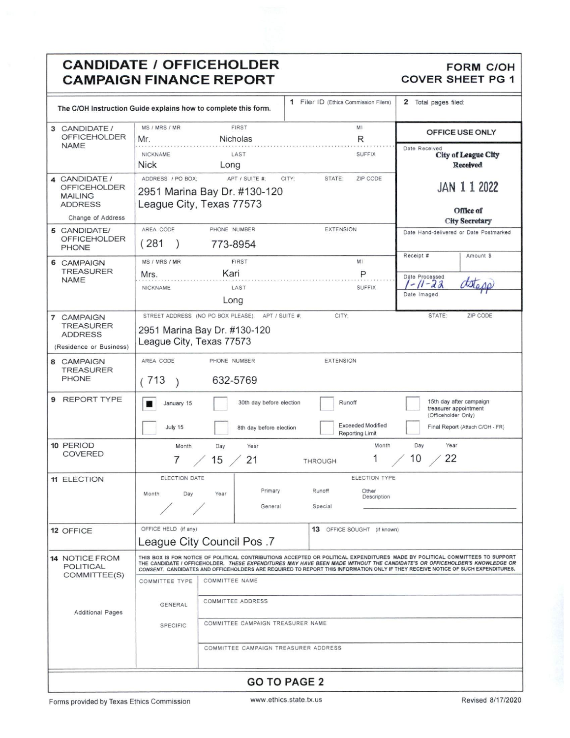# CANDIDATE / OFFICEHOLDER CAMPAIGN FINANCE REPORT

## FORM C/OH COVER SHEET PG 1

The C/OH Instruction Guide explains how to complete this form.

**1** Filer ID (Ethics Commission Filers):

**2** Total pages filed:

**OFFICE USE ONLY**

Date Received: City of League City Received JAN 11 2022 Office of City Secretary

Date Hand-delivered or Date Postmarked:

Receipt #: | Amount $:

Date Processed: 1-11-22 dstapp

Date Imaged:

| Field | Information |
|---|---|
| **3 CANDIDATE / OFFICEHOLDER NAME** | MS / MRS / MR: Mr. — FIRST: Nicholas — MI: R — NICKNAME: Nick — LAST: Long — SUFFIX: |
| **4 CANDIDATE / OFFICEHOLDER MAILING ADDRESS** (Change of Address) | 2951 Marina Bay Dr. #130-120, League City, Texas 77573 |
| **5 CANDIDATE/ OFFICEHOLDER PHONE** | (281) 773-8954 — EXTENSION: |
| **6 CAMPAIGN TREASURER NAME** | MS / MRS / MR: Mrs. — FIRST: Kari — MI: P — NICKNAME: — LAST: Long — SUFFIX: |
| **7 CAMPAIGN TREASURER ADDRESS** (Residence or Business) | 2951 Marina Bay Dr. #130-120, League City, Texas 77573 |
| **8 CAMPAIGN TREASURER PHONE** | (713) 632-5769 — EXTENSION: |

**9 REPORT TYPE**

- [x] January 15
- [ ] 30th day before election
- [ ] Runoff
- [ ] 15th day after campaign treasurer appointment (Officeholder Only)
- [ ] July 15
- [ ] 8th day before election
- [ ] Exceeded Modified Reporting Limit
- [ ] Final Report (Attach C/OH - FR)

**10 PERIOD COVERED**: 7 / 15 / 21 THROUGH 1 / 10 / 22

**11 ELECTION**: ELECTION DATE: Month / Day / Year — ELECTION TYPE: Primary, Runoff, Other Description, General, Special

**12 OFFICE**: OFFICE HELD (if any): League City Council Pos .7

**13** OFFICE SOUGHT (if known):

**14 NOTICE FROM POLITICAL COMMITTEE(S)**

THIS BOX IS FOR NOTICE OF POLITICAL CONTRIBUTIONS ACCEPTED OR POLITICAL EXPENDITURES MADE BY POLITICAL COMMITTEES TO SUPPORT THE CANDIDATE / OFFICEHOLDER. *THESE EXPENDITURES MAY HAVE BEEN MADE WITHOUT THE CANDIDATE'S OR OFFICEHOLDER'S KNOWLEDGE OR CONSENT.* CANDIDATES AND OFFICEHOLDERS ARE REQUIRED TO REPORT THIS INFORMATION ONLY IF THEY RECEIVE NOTICE OF SUCH EXPENDITURES.

Additional Pages

| COMMITTEE TYPE | |
|---|---|
| | COMMITTEE NAME |
| GENERAL | COMMITTEE ADDRESS |
| SPECIFIC | COMMITTEE CAMPAIGN TREASURER NAME |
| | COMMITTEE CAMPAIGN TREASURER ADDRESS |

**GO TO PAGE 2**

Forms provided by Texas Ethics Commission — www.ethics.state.tx.us — Revised 8/17/2020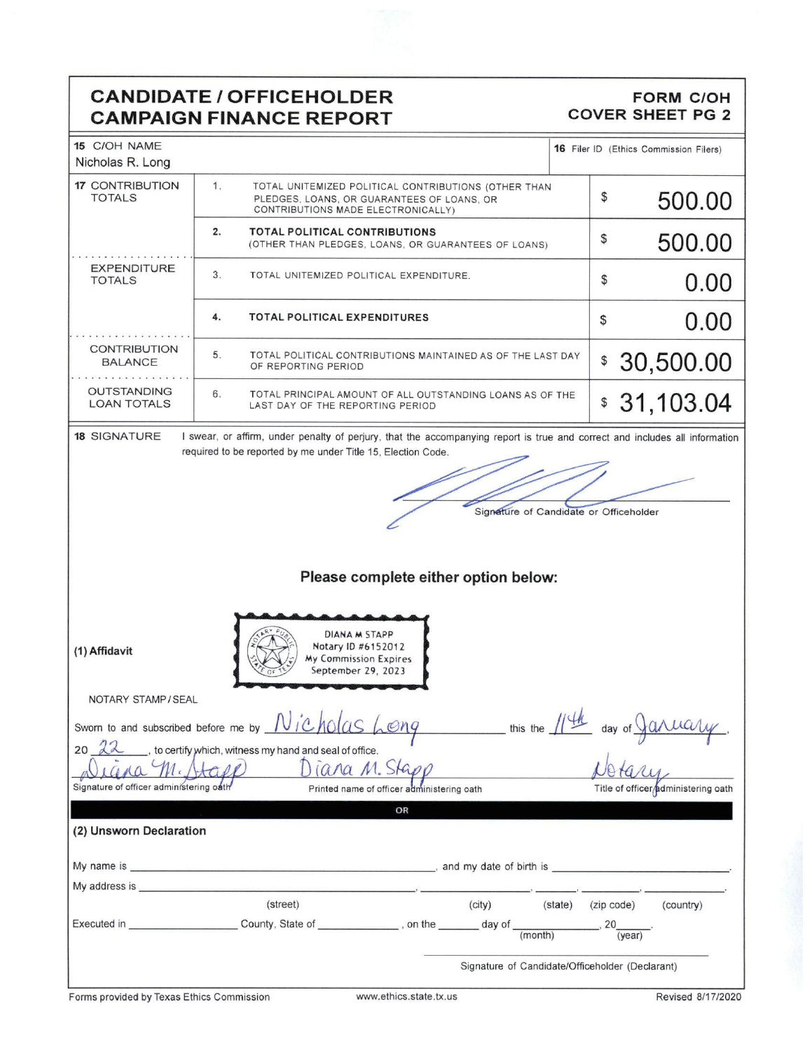# CANDIDATE / OFFICEHOLDER CAMPAIGN FINANCE REPORT

**FORM C/OH COVER SHEET PG 2**

| 15 C/OH NAME | 16 Filer ID (Ethics Commission Filers) |
|---|---|
| Nicholas R. Long | |

| 17 | | | |
|---|---|---|---|
| CONTRIBUTION TOTALS | 1. | TOTAL UNITEMIZED POLITICAL CONTRIBUTIONS (OTHER THAN PLEDGES, LOANS, OR GUARANTEES OF LOANS, OR CONTRIBUTIONS MADE ELECTRONICALLY) | $ 500.00 |
| | 2. | **TOTAL POLITICAL CONTRIBUTIONS** (OTHER THAN PLEDGES, LOANS, OR GUARANTEES OF LOANS) | $ 500.00 |
| EXPENDITURE TOTALS | 3. | TOTAL UNITEMIZED POLITICAL EXPENDITURE. | $ 0.00 |
| | 4. | **TOTAL POLITICAL EXPENDITURES** | $ 0.00 |
| CONTRIBUTION BALANCE | 5. | TOTAL POLITICAL CONTRIBUTIONS MAINTAINED AS OF THE LAST DAY OF REPORTING PERIOD | $ 30,500.00 |
| OUTSTANDING LOAN TOTALS | 6. | TOTAL PRINCIPAL AMOUNT OF ALL OUTSTANDING LOANS AS OF THE LAST DAY OF THE REPORTING PERIOD | $ 31,103.04 |

**18 SIGNATURE**

I swear, or affirm, under penalty of perjury, that the accompanying report is true and correct and includes all information required to be reported by me under Title 15, Election Code.

[Signature]

Signature of Candidate or Officeholder

**Please complete either option below:**

**(1) Affidavit**

DIANA M STAPP
Notary ID #6152012
My Commission Expires
September 29, 2023

NOTARY STAMP / SEAL

Sworn to and subscribed before me by Nicholas Long this the 11th day of January, 20 22, to certify which, witness my hand and seal of office.

Diana M. Stapp — Signature of officer administering oath

Diana M. Stapp — Printed name of officer administering oath

Notary — Title of officer administering oath

OR

**(2) Unsworn Declaration**

My name is ______________________________, and my date of birth is ______________.

My address is ______________________, ______________, ______, ________, ________.
(street) (city) (state) (zip code) (country)

Executed in ______________ County, State of ____________, on the ______ day of ______________, 20______.
(month) (year)

Signature of Candidate/Officeholder (Declarant)

Forms provided by Texas Ethics Commission www.ethics.state.tx.us Revised 8/17/2020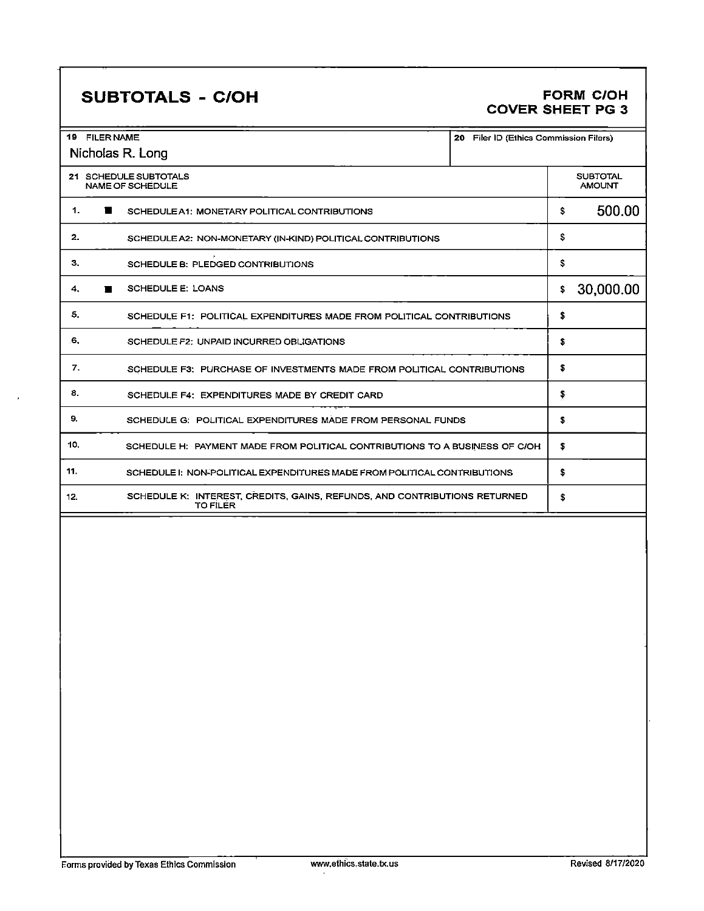# SUBTOTALS - C/OH

## FORM C/OH COVER SHEET PG 3

| 19 FILER NAME | 20 Filer ID (Ethics Commission Filers) |
|---|---|
| Nicholas R. Long | |

| 21 SCHEDULE SUBTOTALS NAME OF SCHEDULE | | SUBTOTAL AMOUNT |
|---|---|---|
| 1. | ■ SCHEDULE A1: MONETARY POLITICAL CONTRIBUTIONS | $ 500.00 |
| 2. | SCHEDULE A2: NON-MONETARY (IN-KIND) POLITICAL CONTRIBUTIONS | $ |
| 3. | SCHEDULE B: PLEDGED CONTRIBUTIONS | $ |
| 4. | ■ SCHEDULE E: LOANS | $ 30,000.00 |
| 5. | SCHEDULE F1: POLITICAL EXPENDITURES MADE FROM POLITICAL CONTRIBUTIONS | $ |
| 6. | SCHEDULE F2: UNPAID INCURRED OBLIGATIONS | $ |
| 7. | SCHEDULE F3: PURCHASE OF INVESTMENTS MADE FROM POLITICAL CONTRIBUTIONS | $ |
| 8. | SCHEDULE F4: EXPENDITURES MADE BY CREDIT CARD | $ |
| 9. | SCHEDULE G: POLITICAL EXPENDITURES MADE FROM PERSONAL FUNDS | $ |
| 10. | SCHEDULE H: PAYMENT MADE FROM POLITICAL CONTRIBUTIONS TO A BUSINESS OF C/OH | $ |
| 11. | SCHEDULE I: NON-POLITICAL EXPENDITURES MADE FROM POLITICAL CONTRIBUTIONS | $ |
| 12. | SCHEDULE K: INTEREST, CREDITS, GAINS, REFUNDS, AND CONTRIBUTIONS RETURNED TO FILER | $ |

Forms provided by Texas Ethics Commission www.ethics.state.tx.us Revised 8/17/2020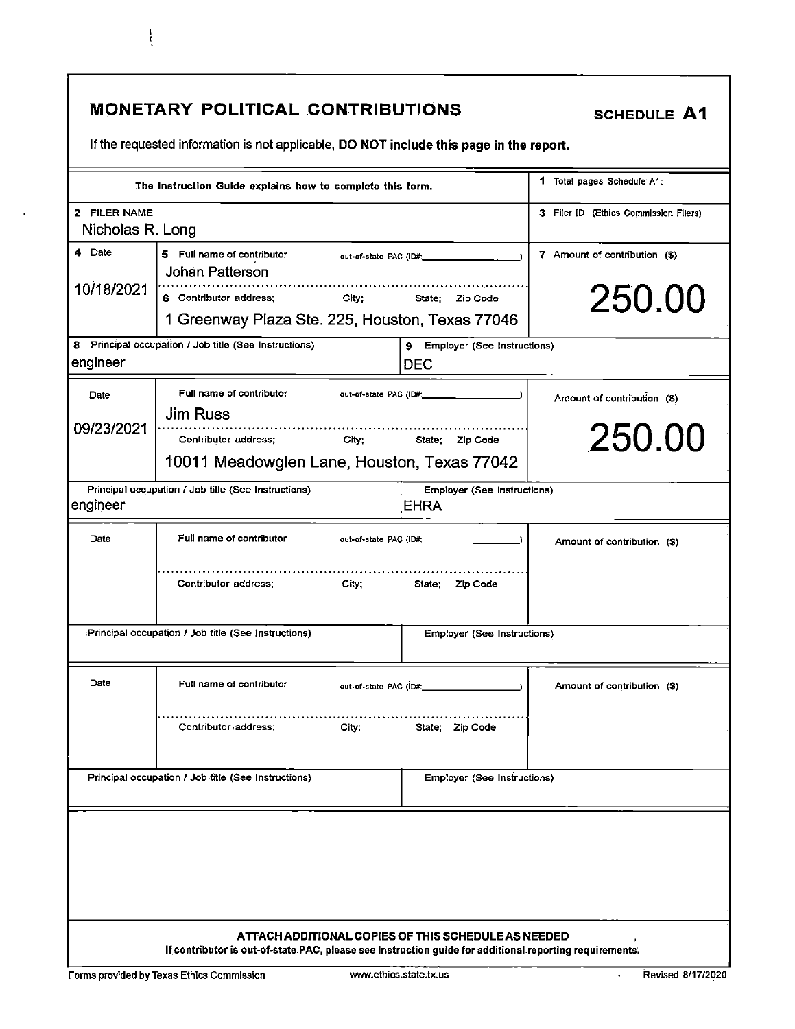# MONETARY POLITICAL CONTRIBUTIONS

**SCHEDULE A1**

If the requested information is not applicable, **DO NOT include this page in the report.**

| The Instruction Guide explains how to complete this form. | | 1 Total pages Schedule A1: |
|---|---|---|
| 2 FILER NAME<br>Nicholas R. Long | | 3 Filer ID (Ethics Commission Filers) |

| 4 Date | 5 Full name of contributor / out-of-state PAC (ID#: ) / 6 Contributor address; City; State; Zip Code | 7 Amount of contribution ($) |
|---|---|---|
| 10/18/2021 | Johan Patterson<br>1 Greenway Plaza Ste. 225, Houston, Texas 77046 | 250.00 |

| 8 Principal occupation / Job title (See Instructions) | 9 Employer (See Instructions) |
|---|---|
| engineer | DEC |

| Date | Full name of contributor / out-of-state PAC (ID#: ) / Contributor address; City; State; Zip Code | Amount of contribution ($) |
|---|---|---|
| 09/23/2021 | Jim Russ<br>10011 Meadowglen Lane, Houston, Texas 77042 | 250.00 |

| Principal occupation / Job title (See Instructions) | Employer (See Instructions) |
|---|---|
| engineer | EHRA |

| Date | Full name of contributor / out-of-state PAC (ID#: ) / Contributor address; City; State; Zip Code | Amount of contribution ($) |
|---|---|---|
| | | |

| Principal occupation / Job title (See Instructions) | Employer (See Instructions) |
|---|---|
| | |

| Date | Full name of contributor / out-of-state PAC (ID#: ) / Contributor address; City; State; Zip Code | Amount of contribution ($) |
|---|---|---|
| | | |

| Principal occupation / Job title (See Instructions) | Employer (See Instructions) |
|---|---|
| | |

**ATTACH ADDITIONAL COPIES OF THIS SCHEDULE AS NEEDED**

**If contributor is out-of-state PAC, please see instruction guide for additional reporting requirements.**

Forms provided by Texas Ethics Commission www.ethics.state.tx.us Revised 8/17/2020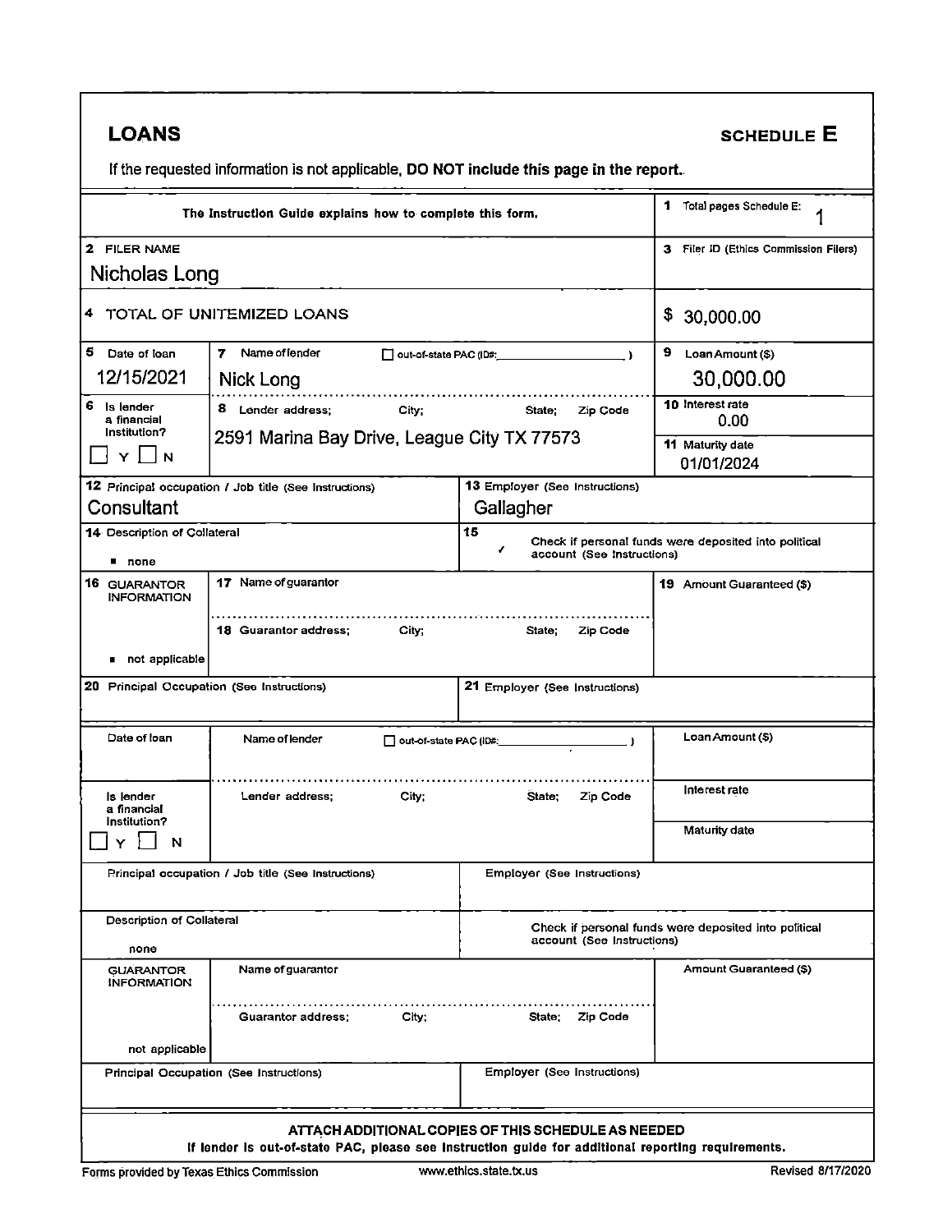# LOANS

## SCHEDULE E

If the requested information is not applicable, **DO NOT include this page in the report.**

| | | | |
|---|---|---|---|
| The Instruction Guide explains how to complete this form. | | | 1 Total pages Schedule E: 1 |
| 2 FILER NAME<br>Nicholas Long | | | 3 Filer ID (Ethics Commission Filers) |
| 4 TOTAL OF UNITEMIZED LOANS | | | $ 30,000.00 |
| 5 Date of loan<br>12/15/2021 | 7 Name of lender ☐ out-of-state PAC (ID#: )<br>Nick Long | | 9 Loan Amount ($)<br>30,000.00 |
| 6 Is lender a financial institution?<br>☐ Y ☐ N | 8 Lender address; City; State; Zip Code<br>2591 Marina Bay Drive, League City TX 77573 | | 10 Interest rate<br>0.00<br>11 Maturity date<br>01/01/2024 |
| 12 Principal occupation / Job title (See Instructions)<br>Consultant | | 13 Employer (See Instructions)<br>Gallagher | |
| 14 Description of Collateral<br>▪ none | | 15 ✓ Check if personal funds were deposited into political account (See Instructions) | |
| 16 GUARANTOR INFORMATION<br>▪ not applicable | 17 Name of guarantor<br>18 Guarantor address; City; State; Zip Code | | 19 Amount Guaranteed ($) |
| 20 Principal Occupation (See Instructions) | | 21 Employer (See Instructions) | |
| Date of loan | Name of lender ☐ out-of-state PAC (ID#: ) | | Loan Amount ($) |
| Is lender a financial institution?<br>☐ Y ☐ N | Lender address; City; State; Zip Code | | Interest rate<br>Maturity date |
| Principal occupation / Job title (See Instructions) | | Employer (See Instructions) | |
| Description of Collateral<br>none | | Check if personal funds were deposited into political account (See Instructions) | |
| GUARANTOR INFORMATION<br>not applicable | Name of guarantor<br>Guarantor address; City; State; Zip Code | | Amount Guaranteed ($) |
| Principal Occupation (See Instructions) | | Employer (See Instructions) | |

**ATTACH ADDITIONAL COPIES OF THIS SCHEDULE AS NEEDED**
**If lender is out-of-state PAC, please see instruction guide for additional reporting requirements.**

Forms provided by Texas Ethics Commission www.ethics.state.tx.us Revised 8/17/2020